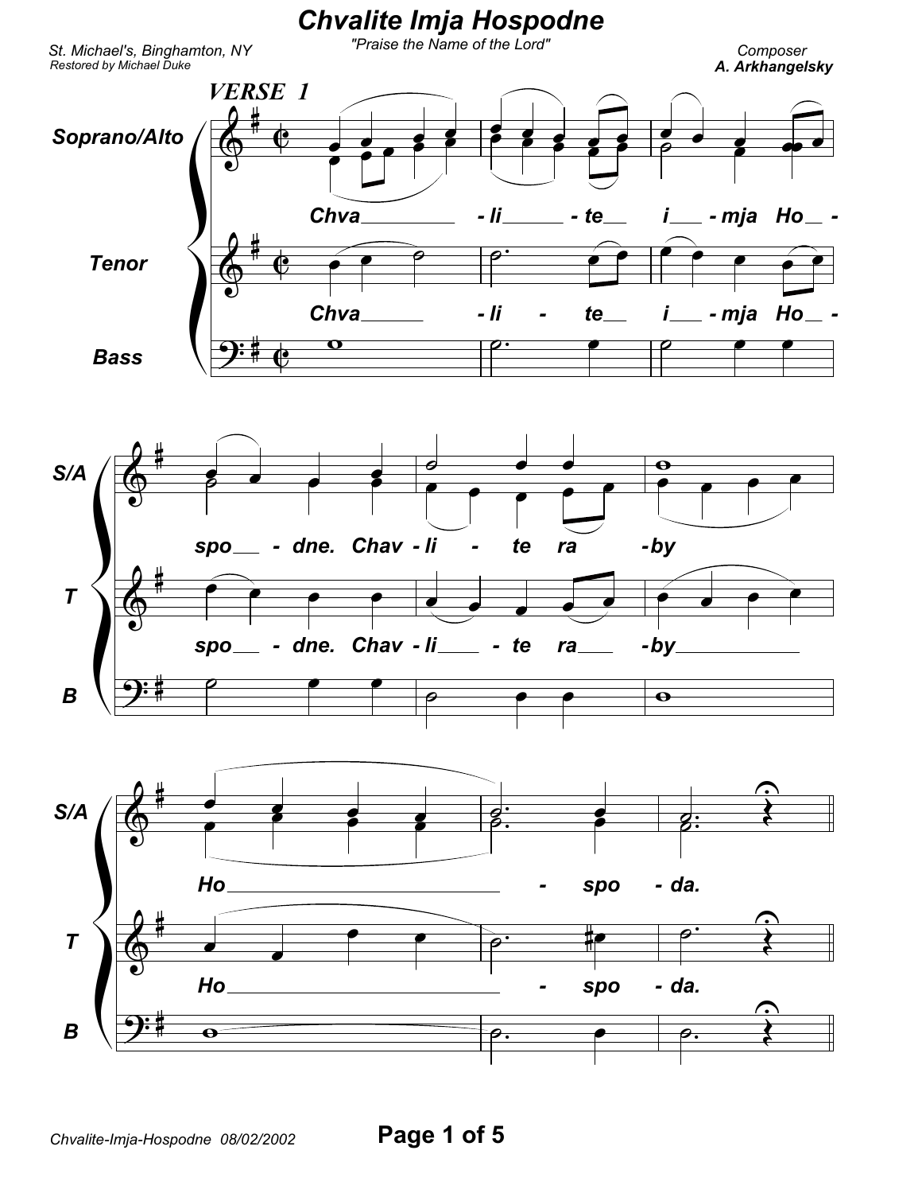# Chvalite Imja Hospodne

"Praise the Name of the Lord"

St. Michael's, Binghamton, NY
Restored by Michael Duke

Composer
**A. Arkhangelsky**

**VERSE 1**

Soprano/Alto: Chva - li - te i - mja Ho - spo - dne. Chav - li - te ra - by Ho - spo - da.

Tenor: Chva - li - te i - mja Ho - spo - dne. Chav - li - te ra - by Ho - spo - da.

Bass

Chvalite-Imja-Hospodne 08/02/2002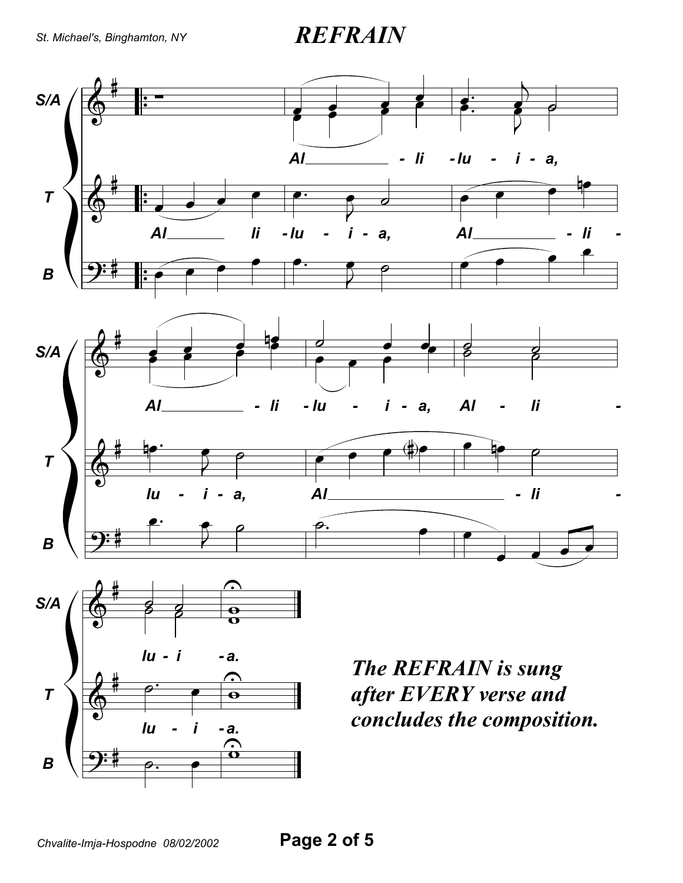# *REFRAIN*

*The REFRAIN is sung after EVERY verse and concludes the composition.*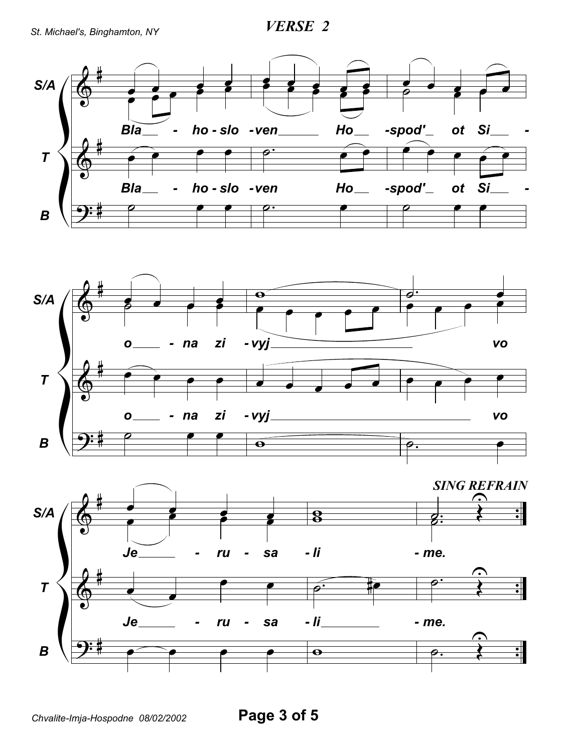# VERSE 2

**S/A**

*Bla - ho - slo - ven Ho - spod' ot Si - o - na zi - vyj vo Je - ru - sa - li - me.*

**T**

*Bla - ho - slo - ven Ho - spod' ot Si - o - na zi - vyj vo Je - ru - sa - li - me.*

**B**

***SING REFRAIN***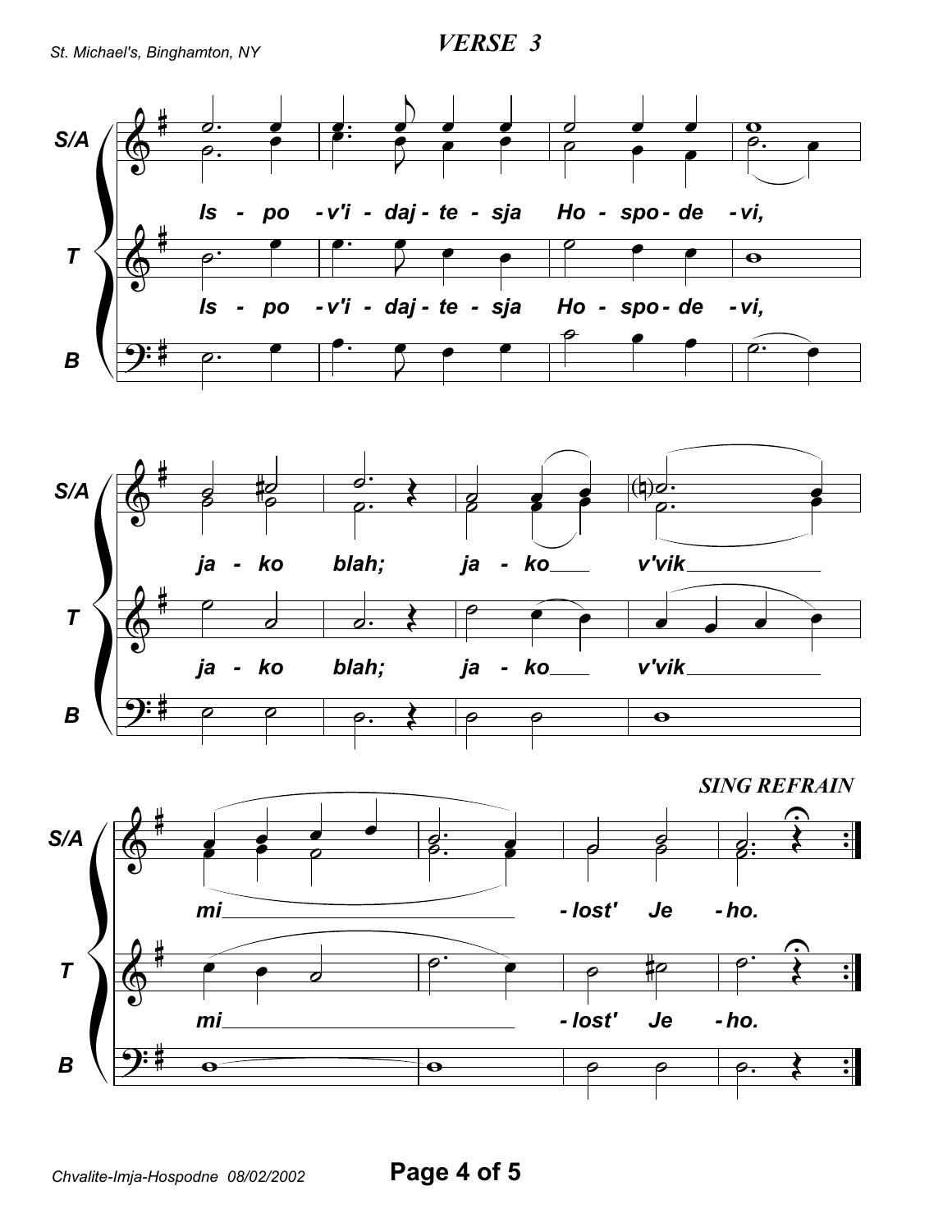## VERSE 3

S/A, T, B

Is - po - v'i - daj - te - sja Ho - spo - de - vi,

ja - ko blah; ja - ko v'vik

mi - lost' Je - ho.

*SING REFRAIN*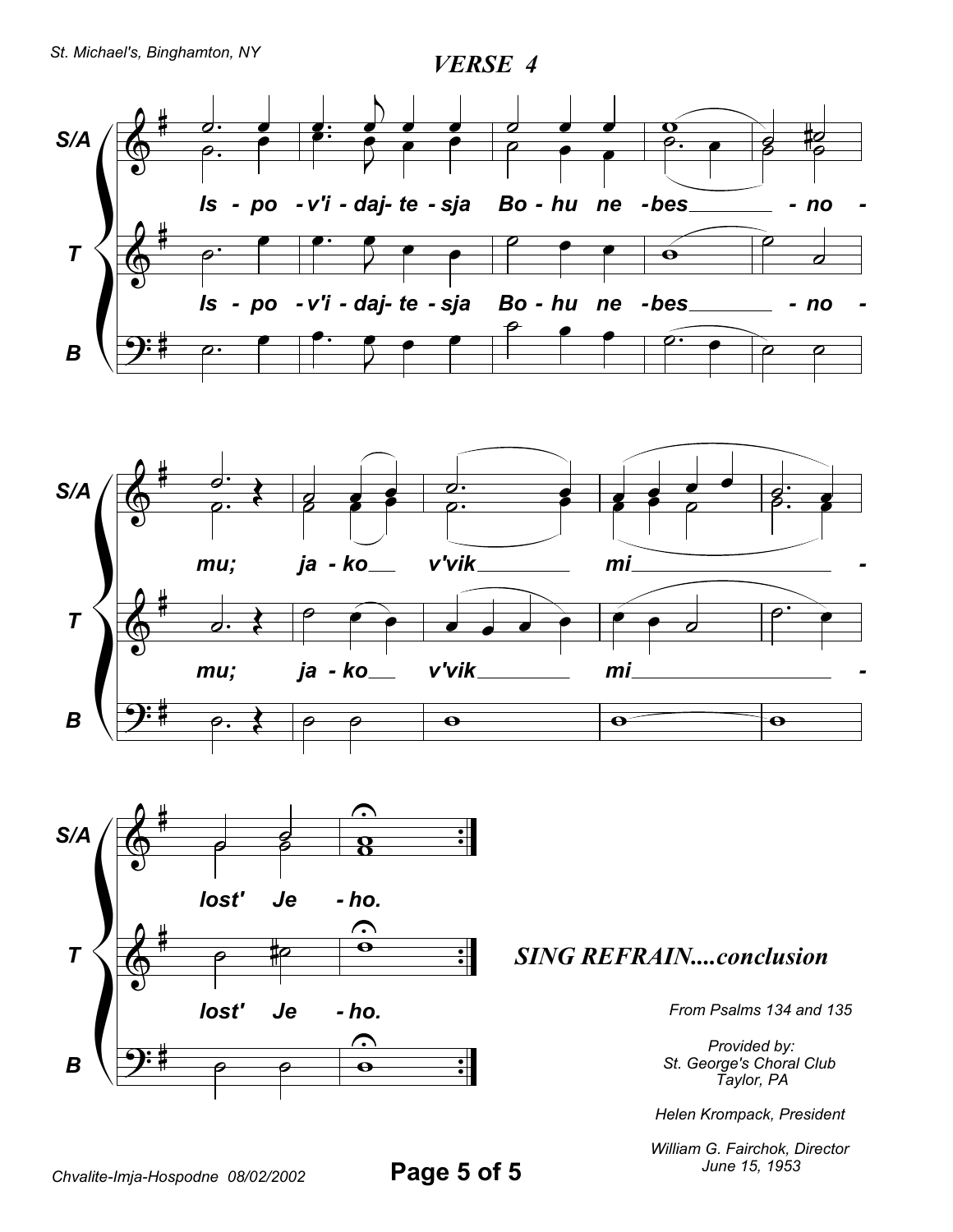St. Michael's, Binghamton, NY

## VERSE 4

S/A

Is - po - v'i - daj- te - sja Bo - hu ne - bes - no -

T

Is - po - v'i - daj- te - sja Bo - hu ne - bes - no -

B

mu; ja - ko v'vik mi -

mu; ja - ko v'vik mi -

lost' Je - ho.

lost' Je - ho.

*SING REFRAIN....conclusion*

*From Psalms 134 and 135*

*Provided by:*
*St. George's Choral Club*
*Taylor, PA*

*Helen Krompack, President*

*William G. Fairchok, Director*
*June 15, 1953*

*Chvalite-Imja-Hospodne 08/02/2002*